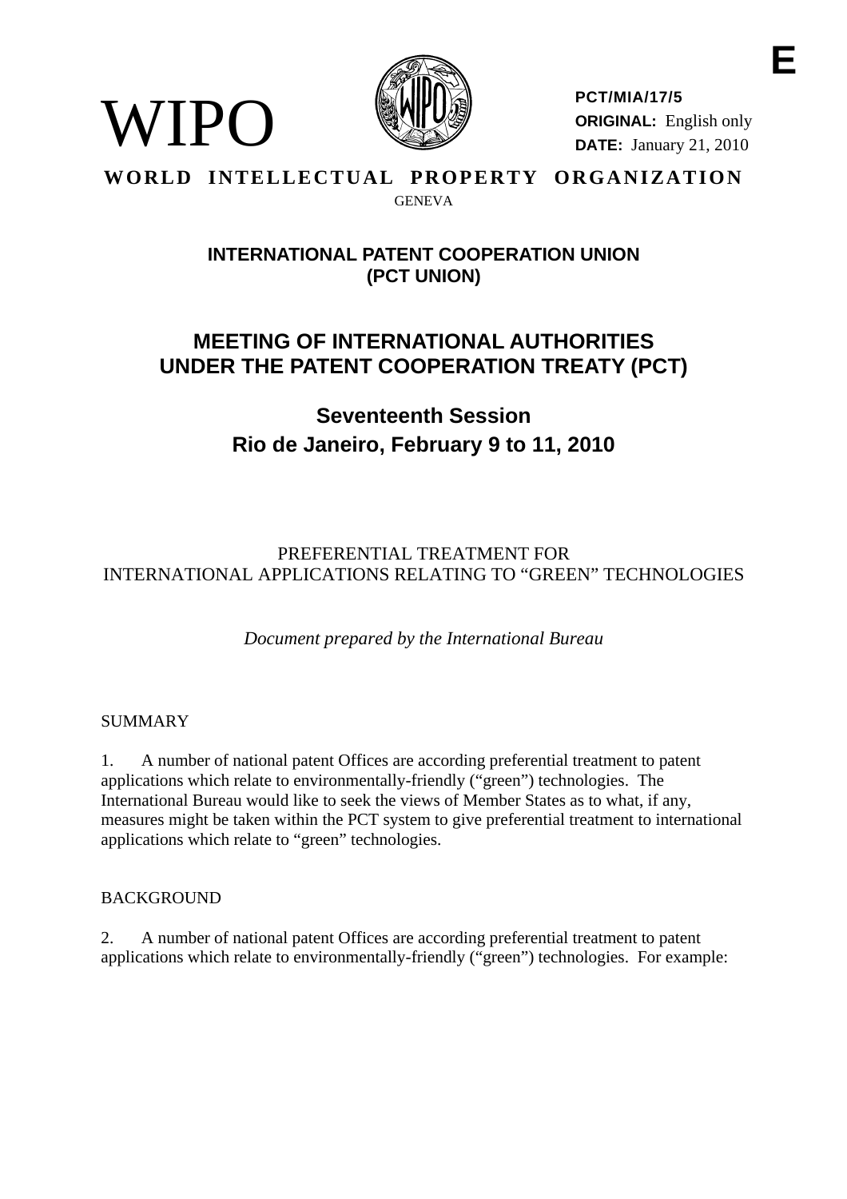WIPO

**PCT/MIA/17/5**
**ORIGINAL:** English only
**DATE:** January 21, 2010

**WORLD INTELLECTUAL PROPERTY ORGANIZATION**
GENEVA

**INTERNATIONAL PATENT COOPERATION UNION (PCT UNION)**

# MEETING OF INTERNATIONAL AUTHORITIES UNDER THE PATENT COOPERATION TREATY (PCT)

## Seventeenth Session
## Rio de Janeiro, February 9 to 11, 2010

PREFERENTIAL TREATMENT FOR
INTERNATIONAL APPLICATIONS RELATING TO "GREEN" TECHNOLOGIES

*Document prepared by the International Bureau*

SUMMARY

1. A number of national patent Offices are according preferential treatment to patent applications which relate to environmentally-friendly ("green") technologies. The International Bureau would like to seek the views of Member States as to what, if any, measures might be taken within the PCT system to give preferential treatment to international applications which relate to "green" technologies.

BACKGROUND

2. A number of national patent Offices are according preferential treatment to patent applications which relate to environmentally-friendly ("green") technologies. For example: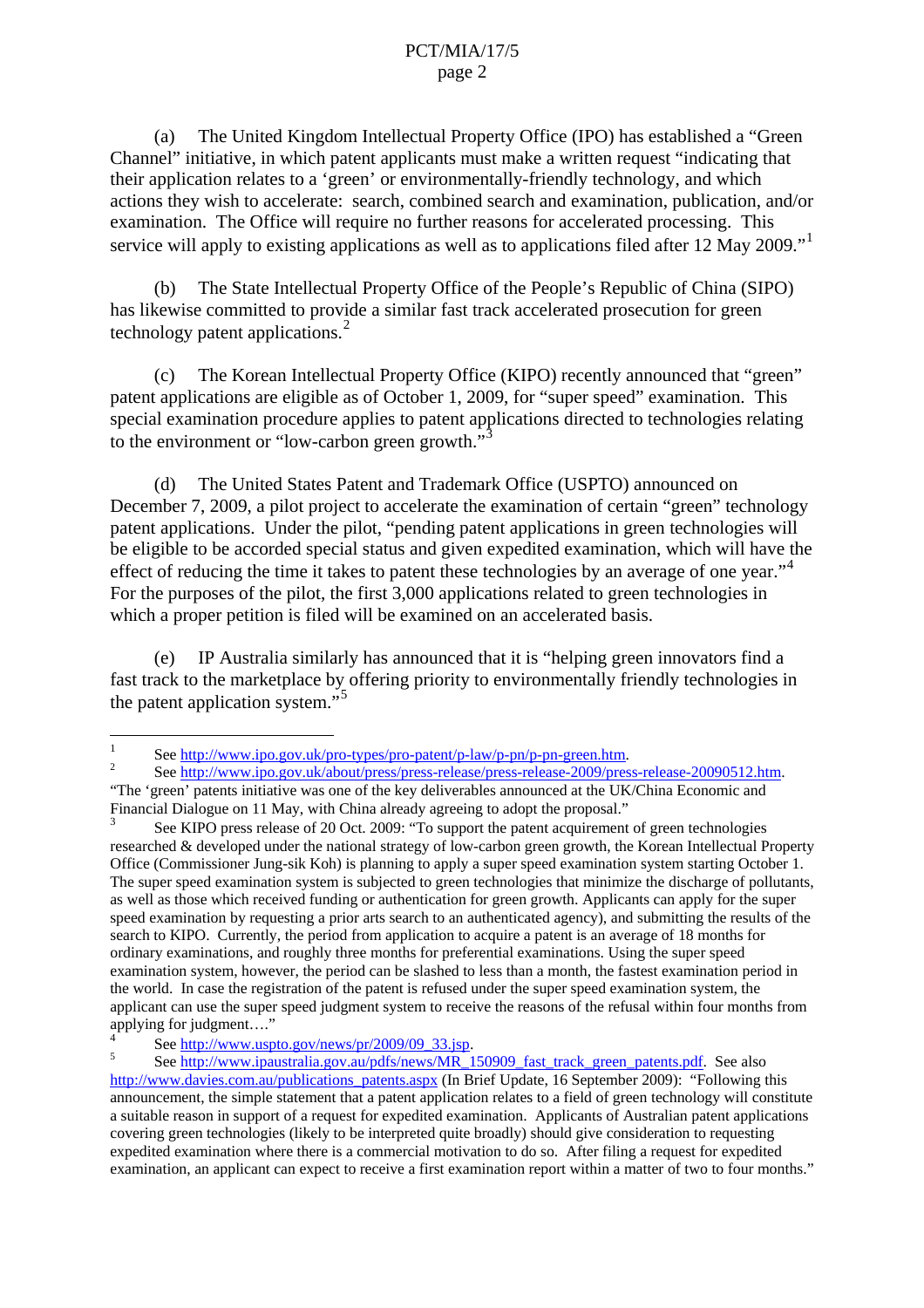(a) The United Kingdom Intellectual Property Office (IPO) has established a "Green Channel" initiative, in which patent applicants must make a written request "indicating that their application relates to a 'green' or environmentally-friendly technology, and which actions they wish to accelerate: search, combined search and examination, publication, and/or examination. The Office will require no further reasons for accelerated processing. This service will apply to existing applications as well as to applications filed after 12 May 2009."[1]

(b) The State Intellectual Property Office of the People's Republic of China (SIPO) has likewise committed to provide a similar fast track accelerated prosecution for green technology patent applications.[2]

(c) The Korean Intellectual Property Office (KIPO) recently announced that "green" patent applications are eligible as of October 1, 2009, for "super speed" examination. This special examination procedure applies to patent applications directed to technologies relating to the environment or "low-carbon green growth."[3]

(d) The United States Patent and Trademark Office (USPTO) announced on December 7, 2009, a pilot project to accelerate the examination of certain "green" technology patent applications. Under the pilot, "pending patent applications in green technologies will be eligible to be accorded special status and given expedited examination, which will have the effect of reducing the time it takes to patent these technologies by an average of one year."[4] For the purposes of the pilot, the first 3,000 applications related to green technologies in which a proper petition is filed will be examined on an accelerated basis.

(e) IP Australia similarly has announced that it is "helping green innovators find a fast track to the marketplace by offering priority to environmentally friendly technologies in the patent application system."[5]

---

[1] See http://www.ipo.gov.uk/pro-types/pro-patent/p-law/p-pn/p-pn-green.htm.

[2] See http://www.ipo.gov.uk/about/press/press-release/press-release-2009/press-release-20090512.htm. "The 'green' patents initiative was one of the key deliverables announced at the UK/China Economic and Financial Dialogue on 11 May, with China already agreeing to adopt the proposal."

[3] See KIPO press release of 20 Oct. 2009: "To support the patent acquirement of green technologies researched & developed under the national strategy of low-carbon green growth, the Korean Intellectual Property Office (Commissioner Jung-sik Koh) is planning to apply a super speed examination system starting October 1. The super speed examination system is subjected to green technologies that minimize the discharge of pollutants, as well as those which received funding or authentication for green growth. Applicants can apply for the super speed examination by requesting a prior arts search to an authenticated agency), and submitting the results of the search to KIPO. Currently, the period from application to acquire a patent is an average of 18 months for ordinary examinations, and roughly three months for preferential examinations. Using the super speed examination system, however, the period can be slashed to less than a month, the fastest examination period in the world. In case the registration of the patent is refused under the super speed examination system, the applicant can use the super speed judgment system to receive the reasons of the refusal within four months from applying for judgment…."

[4] See http://www.uspto.gov/news/pr/2009/09_33.jsp.

[5] See http://www.ipaustralia.gov.au/pdfs/news/MR_150909_fast_track_green_patents.pdf. See also http://www.davies.com.au/publications_patents.aspx (In Brief Update, 16 September 2009): "Following this announcement, the simple statement that a patent application relates to a field of green technology will constitute a suitable reason in support of a request for expedited examination. Applicants of Australian patent applications covering green technologies (likely to be interpreted quite broadly) should give consideration to requesting expedited examination where there is a commercial motivation to do so. After filing a request for expedited examination, an applicant can expect to receive a first examination report within a matter of two to four months."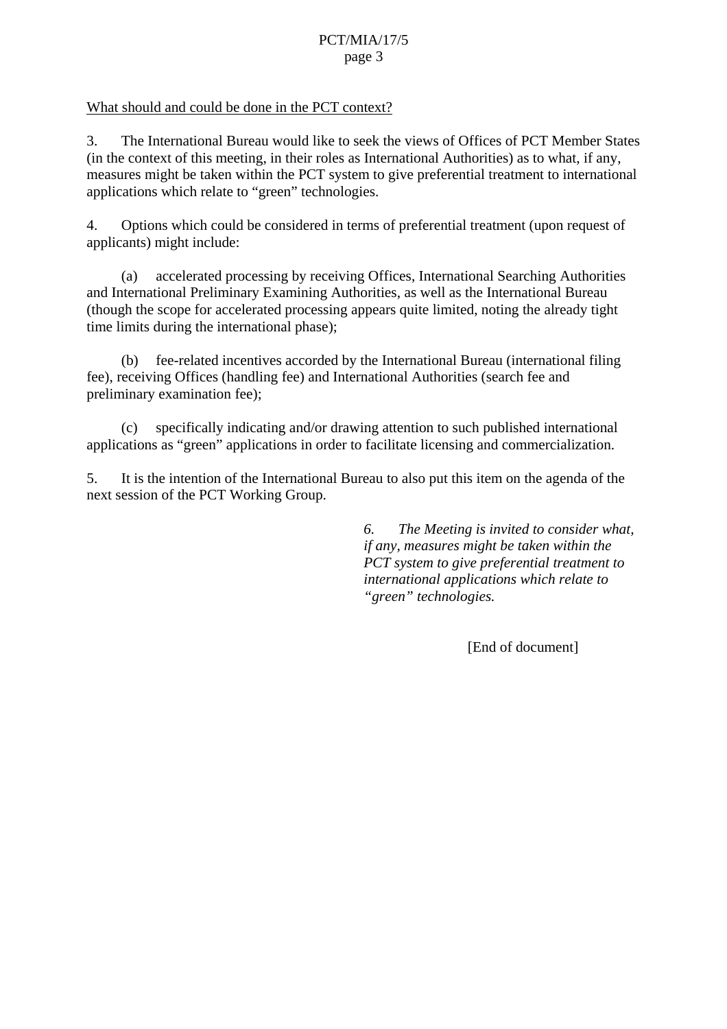<u>What should and could be done in the PCT context?</u>

3. The International Bureau would like to seek the views of Offices of PCT Member States (in the context of this meeting, in their roles as International Authorities) as to what, if any, measures might be taken within the PCT system to give preferential treatment to international applications which relate to "green" technologies.

4. Options which could be considered in terms of preferential treatment (upon request of applicants) might include:

(a) accelerated processing by receiving Offices, International Searching Authorities and International Preliminary Examining Authorities, as well as the International Bureau (though the scope for accelerated processing appears quite limited, noting the already tight time limits during the international phase);

(b) fee-related incentives accorded by the International Bureau (international filing fee), receiving Offices (handling fee) and International Authorities (search fee and preliminary examination fee);

(c) specifically indicating and/or drawing attention to such published international applications as "green" applications in order to facilitate licensing and commercialization.

5. It is the intention of the International Bureau to also put this item on the agenda of the next session of the PCT Working Group.

*6. The Meeting is invited to consider what, if any, measures might be taken within the PCT system to give preferential treatment to international applications which relate to "green" technologies.*

[End of document]